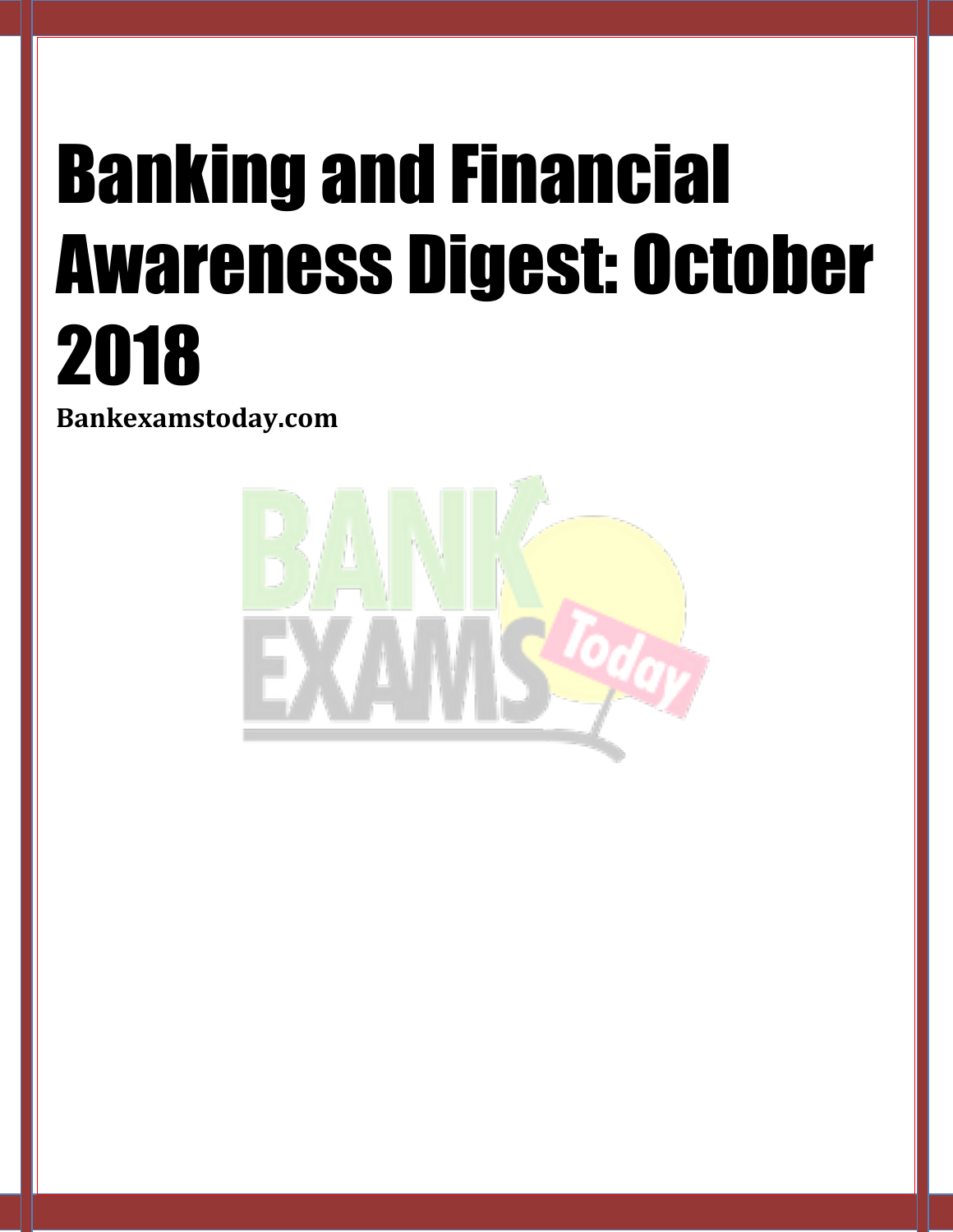# Banking and Financial Awareness Digest: October 2018

**Bankexamstoday.com**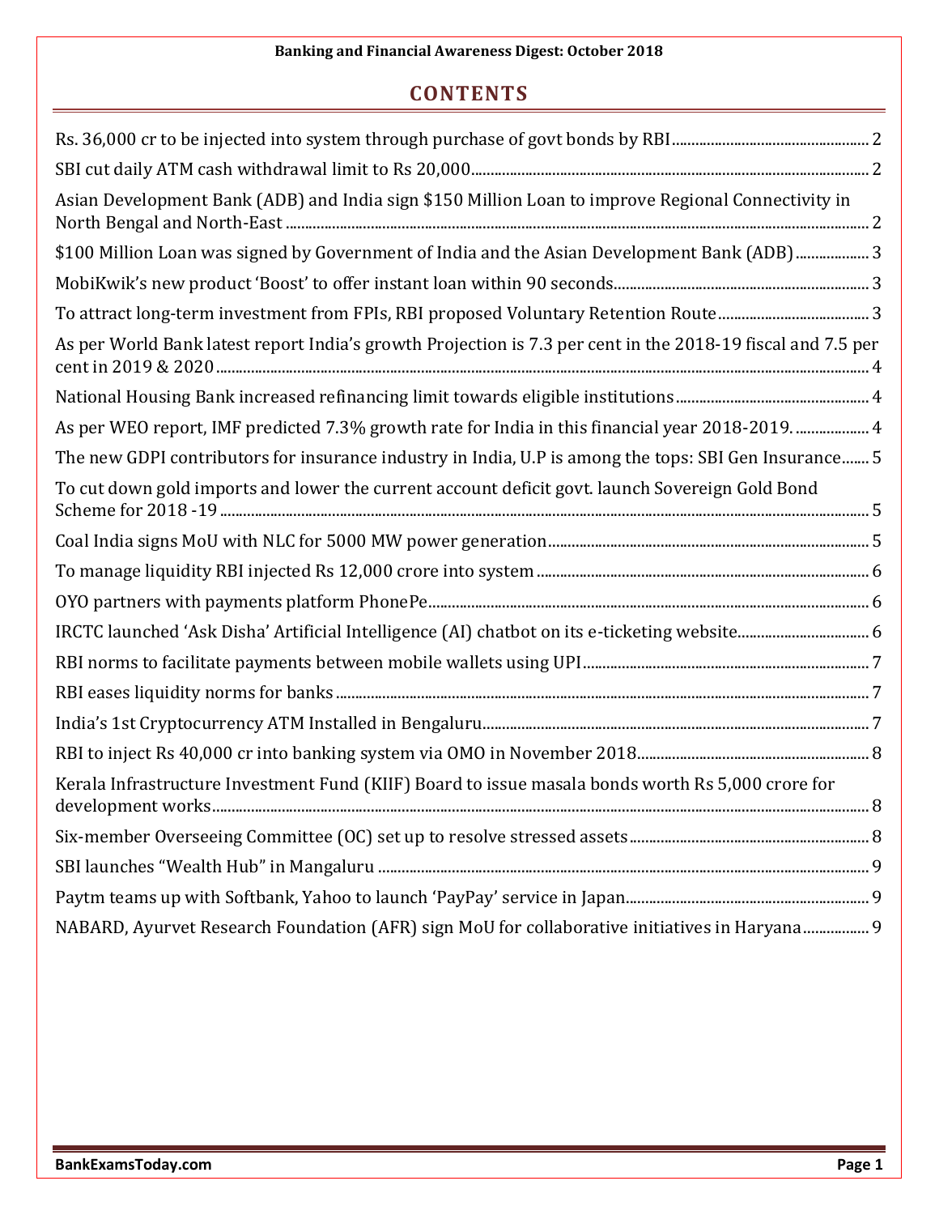# CONTENTS

- Rs. 36,000 cr to be injected into system through purchase of govt bonds by RBI ........ 2
- SBI cut daily ATM cash withdrawal limit to Rs 20,000 ........ 2
- Asian Development Bank (ADB) and India sign $150 Million Loan to improve Regional Connectivity in North Bengal and North-East ........ 2
- $100 Million Loan was signed by Government of India and the Asian Development Bank (ADB) ........ 3
- MobiKwik's new product 'Boost' to offer instant loan within 90 seconds ........ 3
- To attract long-term investment from FPIs, RBI proposed Voluntary Retention Route ........ 3
- As per World Bank latest report India's growth Projection is 7.3 per cent in the 2018-19 fiscal and 7.5 per cent in 2019 & 2020 ........ 4
- National Housing Bank increased refinancing limit towards eligible institutions ........ 4
- As per WEO report, IMF predicted 7.3% growth rate for India in this financial year 2018-2019. ........ 4
- The new GDPI contributors for insurance industry in India, U.P is among the tops: SBI Gen Insurance ........ 5
- To cut down gold imports and lower the current account deficit govt. launch Sovereign Gold Bond Scheme for 2018 -19 ........ 5
- Coal India signs MoU with NLC for 5000 MW power generation ........ 5
- To manage liquidity RBI injected Rs 12,000 crore into system ........ 6
- OYO partners with payments platform PhonePe ........ 6
- IRCTC launched 'Ask Disha' Artificial Intelligence (AI) chatbot on its e-ticketing website ........ 6
- RBI norms to facilitate payments between mobile wallets using UPI ........ 7
- RBI eases liquidity norms for banks ........ 7
- India's 1st Cryptocurrency ATM Installed in Bengaluru ........ 7
- RBI to inject Rs 40,000 cr into banking system via OMO in November 2018 ........ 8
- Kerala Infrastructure Investment Fund (KIIF) Board to issue masala bonds worth Rs 5,000 crore for development works ........ 8
- Six-member Overseeing Committee (OC) set up to resolve stressed assets ........ 8
- SBI launches "Wealth Hub" in Mangaluru ........ 9
- Paytm teams up with Softbank, Yahoo to launch 'PayPay' service in Japan ........ 9
- NABARD, Ayurvet Research Foundation (AFR) sign MoU for collaborative initiatives in Haryana ........ 9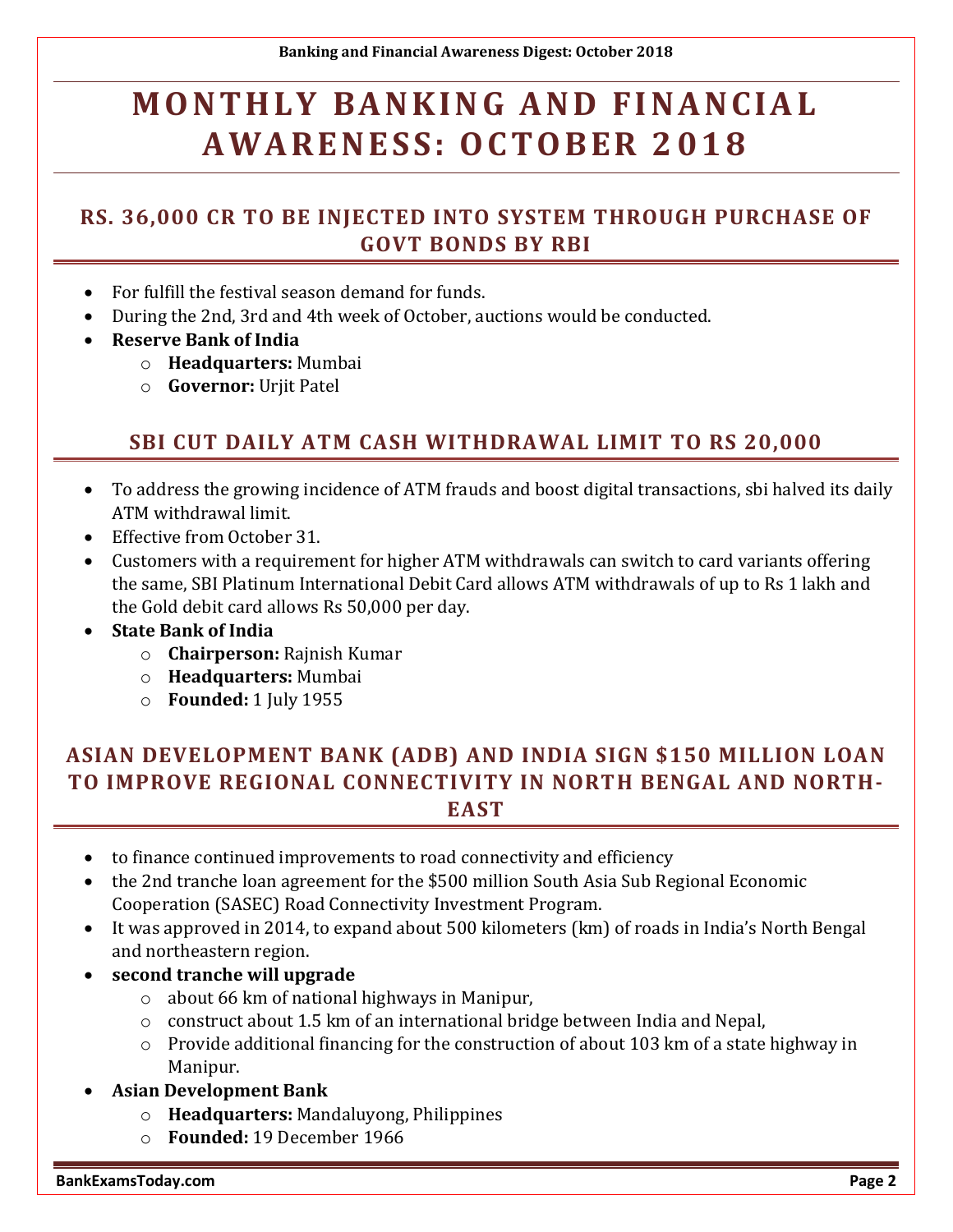# MONTHLY BANKING AND FINANCIAL AWARENESS: OCTOBER 2018

## RS. 36,000 CR TO BE INJECTED INTO SYSTEM THROUGH PURCHASE OF GOVT BONDS BY RBI

- For fulfill the festival season demand for funds.
- During the 2nd, 3rd and 4th week of October, auctions would be conducted.
- **Reserve Bank of India**
  - **Headquarters:** Mumbai
  - **Governor:** Urjit Patel

## SBI CUT DAILY ATM CASH WITHDRAWAL LIMIT TO RS 20,000

- To address the growing incidence of ATM frauds and boost digital transactions, sbi halved its daily ATM withdrawal limit.
- Effective from October 31.
- Customers with a requirement for higher ATM withdrawals can switch to card variants offering the same, SBI Platinum International Debit Card allows ATM withdrawals of up to Rs 1 lakh and the Gold debit card allows Rs 50,000 per day.
- **State Bank of India**
  - **Chairperson:** Rajnish Kumar
  - **Headquarters:** Mumbai
  - **Founded:** 1 July 1955

## ASIAN DEVELOPMENT BANK (ADB) AND INDIA SIGN $150 MILLION LOAN TO IMPROVE REGIONAL CONNECTIVITY IN NORTH BENGAL AND NORTH-EAST

- to finance continued improvements to road connectivity and efficiency
- the 2nd tranche loan agreement for the $500 million South Asia Sub Regional Economic Cooperation (SASEC) Road Connectivity Investment Program.
- It was approved in 2014, to expand about 500 kilometers (km) of roads in India's North Bengal and northeastern region.
- **second tranche will upgrade**
  - about 66 km of national highways in Manipur,
  - construct about 1.5 km of an international bridge between India and Nepal,
  - Provide additional financing for the construction of about 103 km of a state highway in Manipur.
- **Asian Development Bank**
  - **Headquarters:** Mandaluyong, Philippines
  - **Founded:** 19 December 1966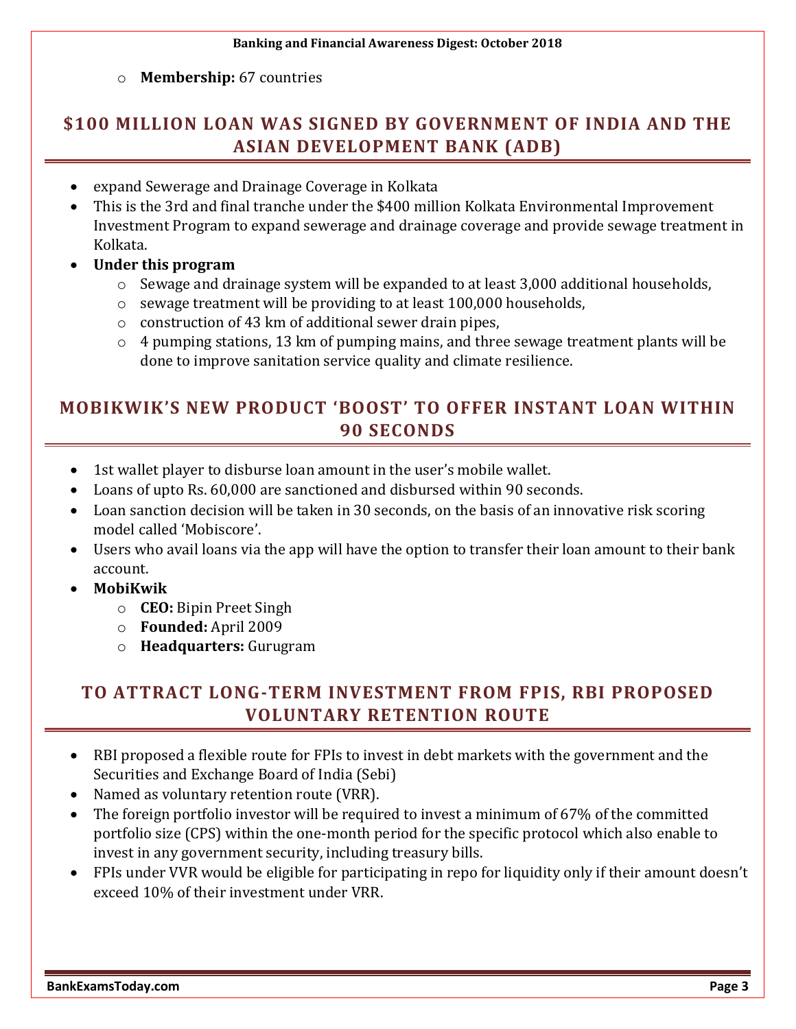- **Membership:** 67 countries

## $100 MILLION LOAN WAS SIGNED BY GOVERNMENT OF INDIA AND THE ASIAN DEVELOPMENT BANK (ADB)

- expand Sewerage and Drainage Coverage in Kolkata
- This is the 3rd and final tranche under the $400 million Kolkata Environmental Improvement Investment Program to expand sewerage and drainage coverage and provide sewage treatment in Kolkata.
- **Under this program**
  - Sewage and drainage system will be expanded to at least 3,000 additional households,
  - sewage treatment will be providing to at least 100,000 households,
  - construction of 43 km of additional sewer drain pipes,
  - 4 pumping stations, 13 km of pumping mains, and three sewage treatment plants will be done to improve sanitation service quality and climate resilience.

## MOBIKWIK'S NEW PRODUCT 'BOOST' TO OFFER INSTANT LOAN WITHIN 90 SECONDS

- 1st wallet player to disburse loan amount in the user's mobile wallet.
- Loans of upto Rs. 60,000 are sanctioned and disbursed within 90 seconds.
- Loan sanction decision will be taken in 30 seconds, on the basis of an innovative risk scoring model called 'Mobiscore'.
- Users who avail loans via the app will have the option to transfer their loan amount to their bank account.
- **MobiKwik**
  - **CEO:** Bipin Preet Singh
  - **Founded:** April 2009
  - **Headquarters:** Gurugram

## TO ATTRACT LONG-TERM INVESTMENT FROM FPIS, RBI PROPOSED VOLUNTARY RETENTION ROUTE

- RBI proposed a flexible route for FPIs to invest in debt markets with the government and the Securities and Exchange Board of India (Sebi)
- Named as voluntary retention route (VRR).
- The foreign portfolio investor will be required to invest a minimum of 67% of the committed portfolio size (CPS) within the one-month period for the specific protocol which also enable to invest in any government security, including treasury bills.
- FPIs under VVR would be eligible for participating in repo for liquidity only if their amount doesn't exceed 10% of their investment under VRR.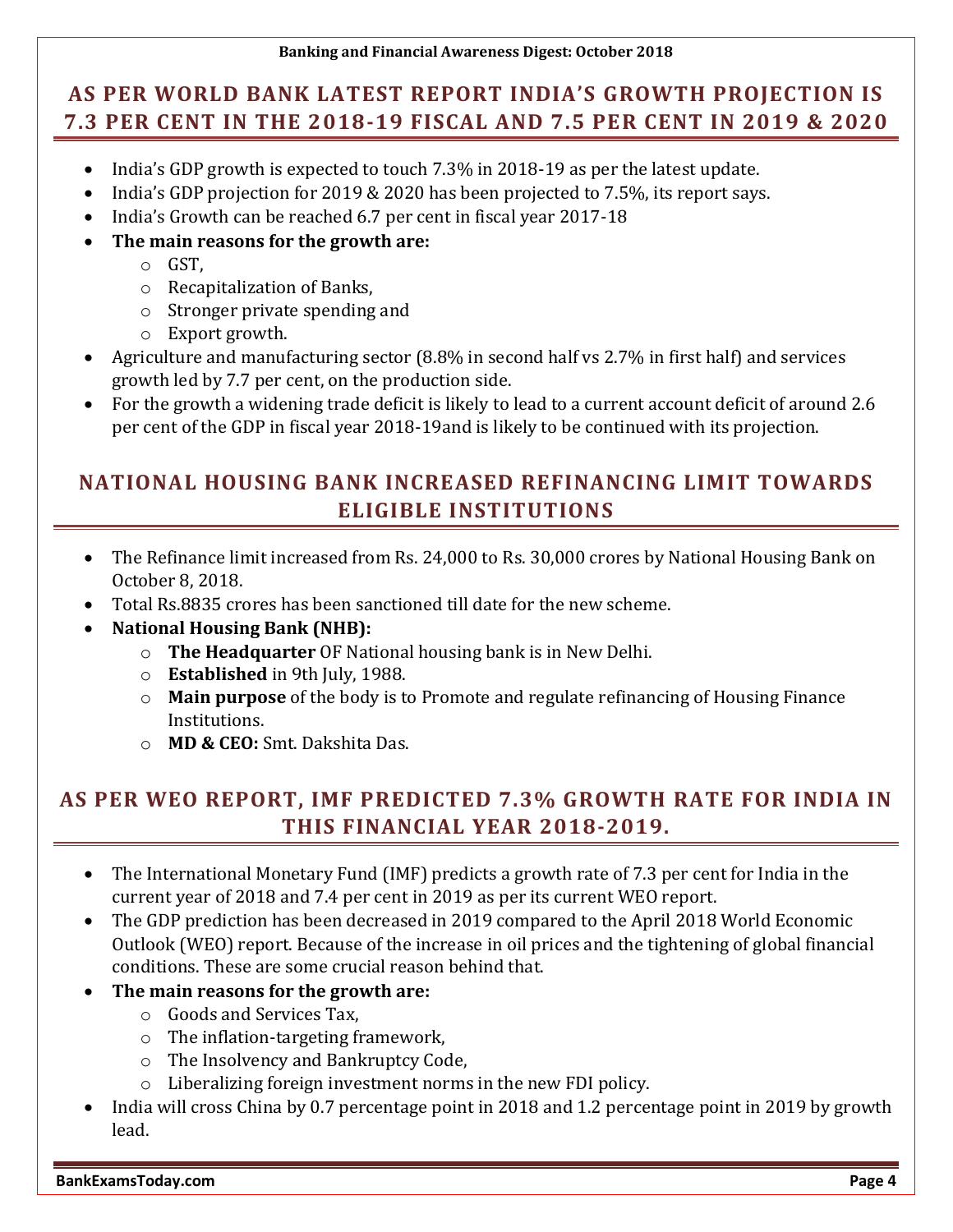## AS PER WORLD BANK LATEST REPORT INDIA'S GROWTH PROJECTION IS 7.3 PER CENT IN THE 2018-19 FISCAL AND 7.5 PER CENT IN 2019 & 2020

- India's GDP growth is expected to touch 7.3% in 2018-19 as per the latest update.
- India's GDP projection for 2019 & 2020 has been projected to 7.5%, its report says.
- India's Growth can be reached 6.7 per cent in fiscal year 2017-18
- **The main reasons for the growth are:**
  - GST,
  - Recapitalization of Banks,
  - Stronger private spending and
  - Export growth.
- Agriculture and manufacturing sector (8.8% in second half vs 2.7% in first half) and services growth led by 7.7 per cent, on the production side.
- For the growth a widening trade deficit is likely to lead to a current account deficit of around 2.6 per cent of the GDP in fiscal year 2018-19and is likely to be continued with its projection.

## NATIONAL HOUSING BANK INCREASED REFINANCING LIMIT TOWARDS ELIGIBLE INSTITUTIONS

- The Refinance limit increased from Rs. 24,000 to Rs. 30,000 crores by National Housing Bank on October 8, 2018.
- Total Rs.8835 crores has been sanctioned till date for the new scheme.
- **National Housing Bank (NHB):**
  - **The Headquarter** OF National housing bank is in New Delhi.
  - **Established** in 9th July, 1988.
  - **Main purpose** of the body is to Promote and regulate refinancing of Housing Finance Institutions.
  - **MD & CEO:** Smt. Dakshita Das.

## AS PER WEO REPORT, IMF PREDICTED 7.3% GROWTH RATE FOR INDIA IN THIS FINANCIAL YEAR 2018-2019.

- The International Monetary Fund (IMF) predicts a growth rate of 7.3 per cent for India in the current year of 2018 and 7.4 per cent in 2019 as per its current WEO report.
- The GDP prediction has been decreased in 2019 compared to the April 2018 World Economic Outlook (WEO) report. Because of the increase in oil prices and the tightening of global financial conditions. These are some crucial reason behind that.
- **The main reasons for the growth are:**
  - Goods and Services Tax,
  - The inflation-targeting framework,
  - The Insolvency and Bankruptcy Code,
  - Liberalizing foreign investment norms in the new FDI policy.
- India will cross China by 0.7 percentage point in 2018 and 1.2 percentage point in 2019 by growth lead.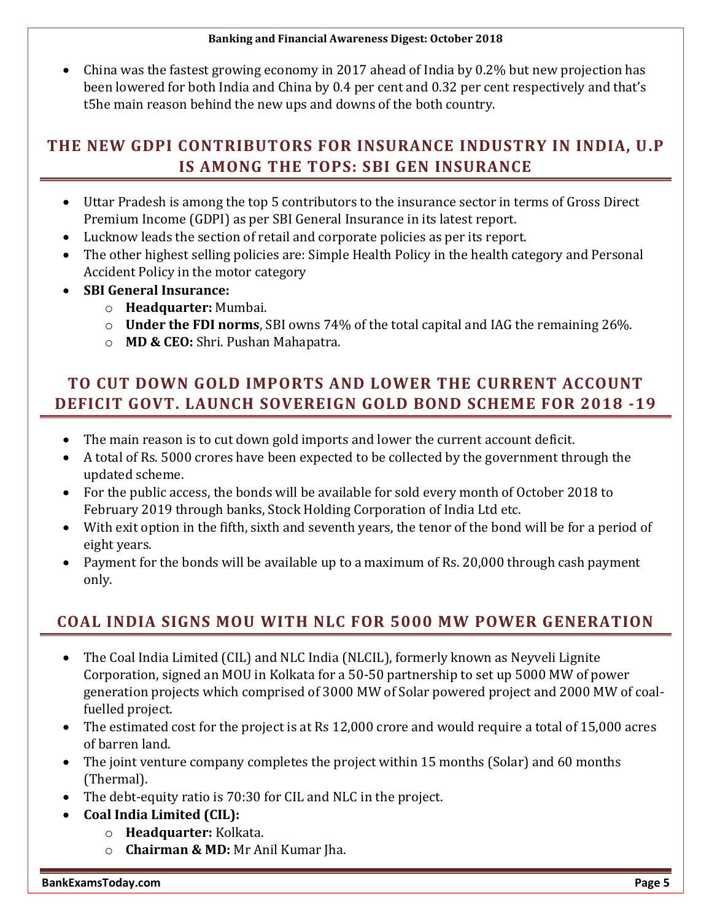- China was the fastest growing economy in 2017 ahead of India by 0.2% but new projection has been lowered for both India and China by 0.4 per cent and 0.32 per cent respectively and that's t5he main reason behind the new ups and downs of the both country.

## THE NEW GDPI CONTRIBUTORS FOR INSURANCE INDUSTRY IN INDIA, U.P IS AMONG THE TOPS: SBI GEN INSURANCE

- Uttar Pradesh is among the top 5 contributors to the insurance sector in terms of Gross Direct Premium Income (GDPI) as per SBI General Insurance in its latest report.
- Lucknow leads the section of retail and corporate policies as per its report.
- The other highest selling policies are: Simple Health Policy in the health category and Personal Accident Policy in the motor category
- **SBI General Insurance:**
  - **Headquarter:** Mumbai.
  - **Under the FDI norms**, SBI owns 74% of the total capital and IAG the remaining 26%.
  - **MD & CEO:** Shri. Pushan Mahapatra.

## TO CUT DOWN GOLD IMPORTS AND LOWER THE CURRENT ACCOUNT DEFICIT GOVT. LAUNCH SOVEREIGN GOLD BOND SCHEME FOR 2018 -19

- The main reason is to cut down gold imports and lower the current account deficit.
- A total of Rs. 5000 crores have been expected to be collected by the government through the updated scheme.
- For the public access, the bonds will be available for sold every month of October 2018 to February 2019 through banks, Stock Holding Corporation of India Ltd etc.
- With exit option in the fifth, sixth and seventh years, the tenor of the bond will be for a period of eight years.
- Payment for the bonds will be available up to a maximum of Rs. 20,000 through cash payment only.

## COAL INDIA SIGNS MOU WITH NLC FOR 5000 MW POWER GENERATION

- The Coal India Limited (CIL) and NLC India (NLCIL), formerly known as Neyveli Lignite Corporation, signed an MOU in Kolkata for a 50-50 partnership to set up 5000 MW of power generation projects which comprised of 3000 MW of Solar powered project and 2000 MW of coal-fuelled project.
- The estimated cost for the project is at Rs 12,000 crore and would require a total of 15,000 acres of barren land.
- The joint venture company completes the project within 15 months (Solar) and 60 months (Thermal).
- The debt-equity ratio is 70:30 for CIL and NLC in the project.
- **Coal India Limited (CIL):**
  - **Headquarter:** Kolkata.
  - **Chairman & MD:** Mr Anil Kumar Jha.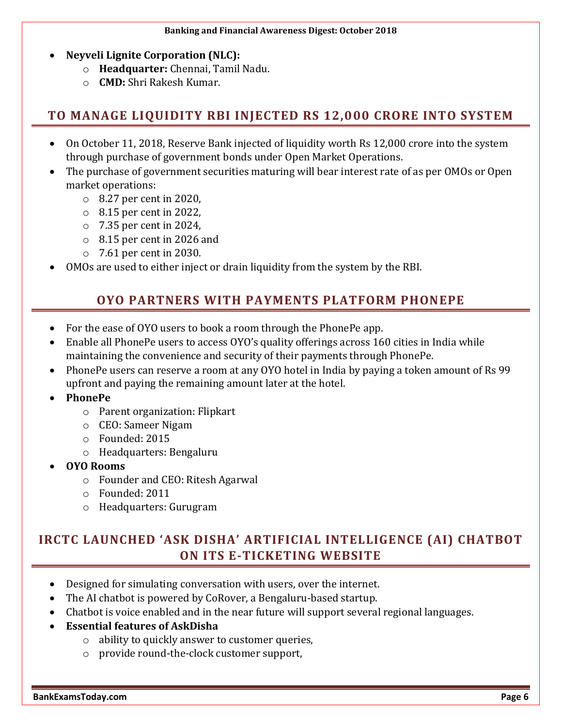- **Neyveli Lignite Corporation (NLC):**
    - **Headquarter:** Chennai, Tamil Nadu.
    - **CMD:** Shri Rakesh Kumar.

## TO MANAGE LIQUIDITY RBI INJECTED RS 12,000 CRORE INTO SYSTEM

- On October 11, 2018, Reserve Bank injected of liquidity worth Rs 12,000 crore into the system through purchase of government bonds under Open Market Operations.
- The purchase of government securities maturing will bear interest rate of as per OMOs or Open market operations:
    - 8.27 per cent in 2020,
    - 8.15 per cent in 2022,
    - 7.35 per cent in 2024,
    - 8.15 per cent in 2026 and
    - 7.61 per cent in 2030.
- OMOs are used to either inject or drain liquidity from the system by the RBI.

## OYO PARTNERS WITH PAYMENTS PLATFORM PHONEPE

- For the ease of OYO users to book a room through the PhonePe app.
- Enable all PhonePe users to access OYO's quality offerings across 160 cities in India while maintaining the convenience and security of their payments through PhonePe.
- PhonePe users can reserve a room at any OYO hotel in India by paying a token amount of Rs 99 upfront and paying the remaining amount later at the hotel.
- **PhonePe**
    - Parent organization: Flipkart
    - CEO: Sameer Nigam
    - Founded: 2015
    - Headquarters: Bengaluru
- **OYO Rooms**
    - Founder and CEO: Ritesh Agarwal
    - Founded: 2011
    - Headquarters: Gurugram

## IRCTC LAUNCHED 'ASK DISHA' ARTIFICIAL INTELLIGENCE (AI) CHATBOT ON ITS E-TICKETING WEBSITE

- Designed for simulating conversation with users, over the internet.
- The AI chatbot is powered by CoRover, a Bengaluru-based startup.
- Chatbot is voice enabled and in the near future will support several regional languages.
- **Essential features of AskDisha**
    - ability to quickly answer to customer queries,
    - provide round-the-clock customer support,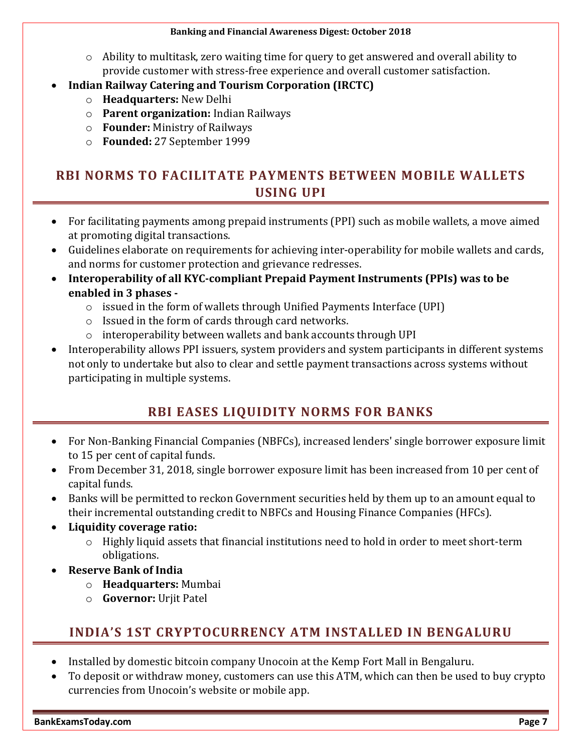- Ability to multitask, zero waiting time for query to get answered and overall ability to provide customer with stress-free experience and overall customer satisfaction.
- **Indian Railway Catering and Tourism Corporation (IRCTC)**
    - **Headquarters:** New Delhi
    - **Parent organization:** Indian Railways
    - **Founder:** Ministry of Railways
    - **Founded:** 27 September 1999

## RBI NORMS TO FACILITATE PAYMENTS BETWEEN MOBILE WALLETS USING UPI

- For facilitating payments among prepaid instruments (PPI) such as mobile wallets, a move aimed at promoting digital transactions.
- Guidelines elaborate on requirements for achieving inter-operability for mobile wallets and cards, and norms for customer protection and grievance redresses.
- **Interoperability of all KYC-compliant Prepaid Payment Instruments (PPIs) was to be enabled in 3 phases -**
    - issued in the form of wallets through Unified Payments Interface (UPI)
    - Issued in the form of cards through card networks.
    - interoperability between wallets and bank accounts through UPI
- Interoperability allows PPI issuers, system providers and system participants in different systems not only to undertake but also to clear and settle payment transactions across systems without participating in multiple systems.

## RBI EASES LIQUIDITY NORMS FOR BANKS

- For Non-Banking Financial Companies (NBFCs), increased lenders' single borrower exposure limit to 15 per cent of capital funds.
- From December 31, 2018, single borrower exposure limit has been increased from 10 per cent of capital funds.
- Banks will be permitted to reckon Government securities held by them up to an amount equal to their incremental outstanding credit to NBFCs and Housing Finance Companies (HFCs).
- **Liquidity coverage ratio:**
    - Highly liquid assets that financial institutions need to hold in order to meet short-term obligations.
- **Reserve Bank of India**
    - **Headquarters:** Mumbai
    - **Governor:** Urjit Patel

## INDIA'S 1ST CRYPTOCURRENCY ATM INSTALLED IN BENGALURU

- Installed by domestic bitcoin company Unocoin at the Kemp Fort Mall in Bengaluru.
- To deposit or withdraw money, customers can use this ATM, which can then be used to buy crypto currencies from Unocoin's website or mobile app.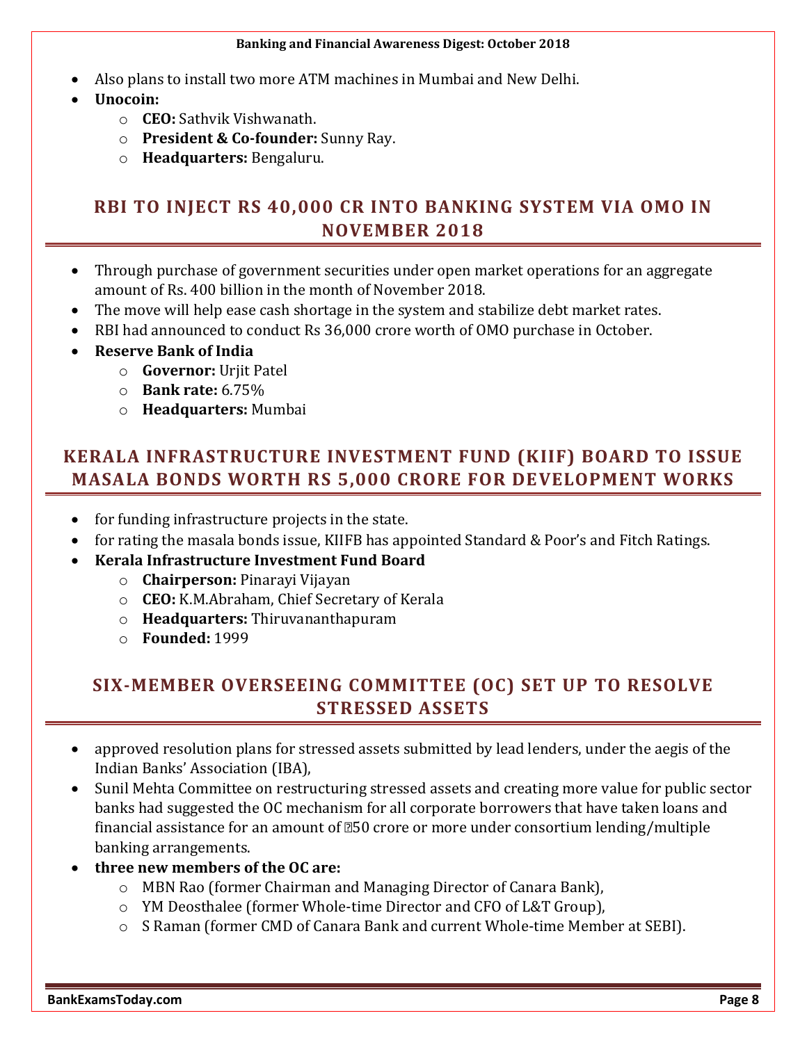- Also plans to install two more ATM machines in Mumbai and New Delhi.
- **Unocoin:**
  - **CEO:** Sathvik Vishwanath.
  - **President & Co-founder:** Sunny Ray.
  - **Headquarters:** Bengaluru.

## RBI TO INJECT RS 40,000 CR INTO BANKING SYSTEM VIA OMO IN NOVEMBER 2018

- Through purchase of government securities under open market operations for an aggregate amount of Rs. 400 billion in the month of November 2018.
- The move will help ease cash shortage in the system and stabilize debt market rates.
- RBI had announced to conduct Rs 36,000 crore worth of OMO purchase in October.
- **Reserve Bank of India**
  - **Governor:** Urjit Patel
  - **Bank rate:** 6.75%
  - **Headquarters:** Mumbai

## KERALA INFRASTRUCTURE INVESTMENT FUND (KIIF) BOARD TO ISSUE MASALA BONDS WORTH RS 5,000 CRORE FOR DEVELOPMENT WORKS

- for funding infrastructure projects in the state.
- for rating the masala bonds issue, KIIFB has appointed Standard & Poor's and Fitch Ratings.
- **Kerala Infrastructure Investment Fund Board**
  - **Chairperson:** Pinarayi Vijayan
  - **CEO:** K.M.Abraham, Chief Secretary of Kerala
  - **Headquarters:** Thiruvananthapuram
  - **Founded:** 1999

## SIX-MEMBER OVERSEEING COMMITTEE (OC) SET UP TO RESOLVE STRESSED ASSETS

- approved resolution plans for stressed assets submitted by lead lenders, under the aegis of the Indian Banks' Association (IBA),
- Sunil Mehta Committee on restructuring stressed assets and creating more value for public sector banks had suggested the OC mechanism for all corporate borrowers that have taken loans and financial assistance for an amount of ₹50 crore or more under consortium lending/multiple banking arrangements.
- **three new members of the OC are:**
  - MBN Rao (former Chairman and Managing Director of Canara Bank),
  - YM Deosthalee (former Whole-time Director and CFO of L&T Group),
  - S Raman (former CMD of Canara Bank and current Whole-time Member at SEBI).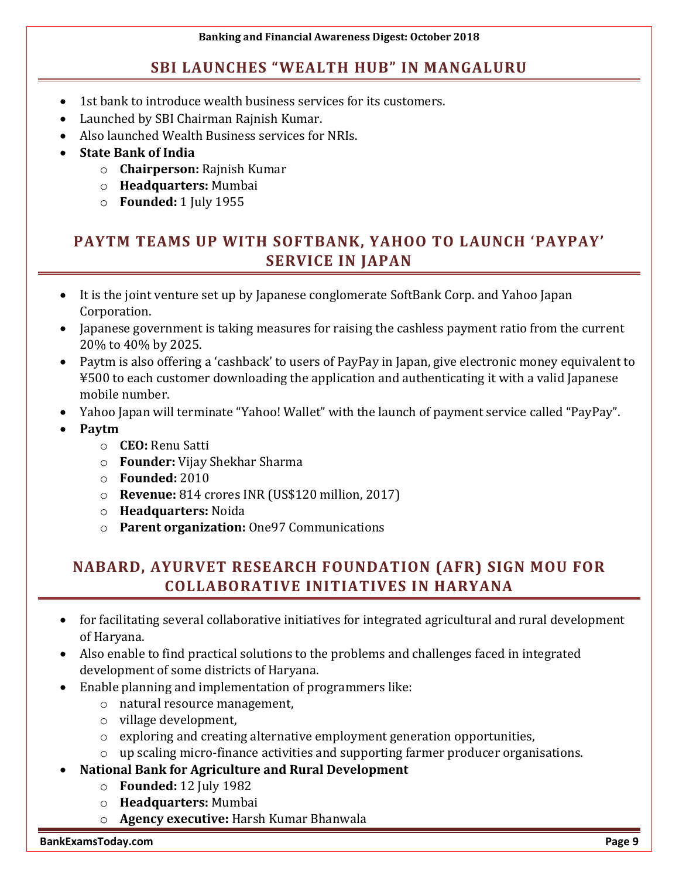## SBI LAUNCHES "WEALTH HUB" IN MANGALURU

- 1st bank to introduce wealth business services for its customers.
- Launched by SBI Chairman Rajnish Kumar.
- Also launched Wealth Business services for NRIs.
- **State Bank of India**
  - **Chairperson:** Rajnish Kumar
  - **Headquarters:** Mumbai
  - **Founded:** 1 July 1955

## PAYTM TEAMS UP WITH SOFTBANK, YAHOO TO LAUNCH 'PAYPAY' SERVICE IN JAPAN

- It is the joint venture set up by Japanese conglomerate SoftBank Corp. and Yahoo Japan Corporation.
- Japanese government is taking measures for raising the cashless payment ratio from the current 20% to 40% by 2025.
- Paytm is also offering a 'cashback' to users of PayPay in Japan, give electronic money equivalent to ¥500 to each customer downloading the application and authenticating it with a valid Japanese mobile number.
- Yahoo Japan will terminate "Yahoo! Wallet" with the launch of payment service called "PayPay".
- **Paytm**
  - **CEO:** Renu Satti
  - **Founder:** Vijay Shekhar Sharma
  - **Founded:** 2010
  - **Revenue:** 814 crores INR (US$120 million, 2017)
  - **Headquarters:** Noida
  - **Parent organization:** One97 Communications

## NABARD, AYURVET RESEARCH FOUNDATION (AFR) SIGN MOU FOR COLLABORATIVE INITIATIVES IN HARYANA

- for facilitating several collaborative initiatives for integrated agricultural and rural development of Haryana.
- Also enable to find practical solutions to the problems and challenges faced in integrated development of some districts of Haryana.
- Enable planning and implementation of programmers like:
  - natural resource management,
  - village development,
  - exploring and creating alternative employment generation opportunities,
  - up scaling micro-finance activities and supporting farmer producer organisations.
- **National Bank for Agriculture and Rural Development**
  - **Founded:** 12 July 1982
  - **Headquarters:** Mumbai
  - **Agency executive:** Harsh Kumar Bhanwala